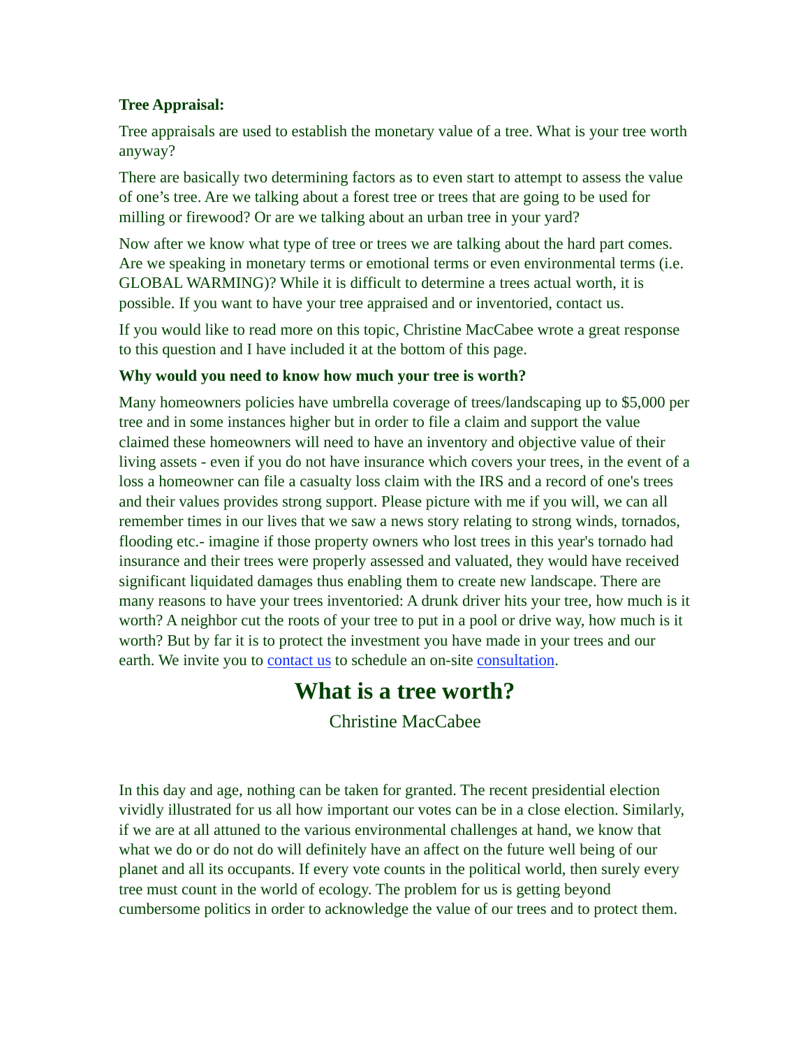**Tree Appraisal:**

Tree appraisals are used to establish the monetary value of a tree. What is your tree worth anyway?

There are basically two determining factors as to even start to attempt to assess the value of one's tree. Are we talking about a forest tree or trees that are going to be used for milling or firewood? Or are we talking about an urban tree in your yard?

Now after we know what type of tree or trees we are talking about the hard part comes. Are we speaking in monetary terms or emotional terms or even environmental terms (i.e. GLOBAL WARMING)? While it is difficult to determine a trees actual worth, it is possible. If you want to have your tree appraised and or inventoried, contact us.

If you would like to read more on this topic, Christine MacCabee wrote a great response to this question and I have included it at the bottom of this page.

**Why would you need to know how much your tree is worth?**

Many homeowners policies have umbrella coverage of trees/landscaping up to $5,000 per tree and in some instances higher but in order to file a claim and support the value claimed these homeowners will need to have an inventory and objective value of their living assets - even if you do not have insurance which covers your trees, in the event of a loss a homeowner can file a casualty loss claim with the IRS and a record of one's trees and their values provides strong support. Please picture with me if you will, we can all remember times in our lives that we saw a news story relating to strong winds, tornados, flooding etc.- imagine if those property owners who lost trees in this year's tornado had insurance and their trees were properly assessed and valuated, they would have received significant liquidated damages thus enabling them to create new landscape. There are many reasons to have your trees inventoried: A drunk driver hits your tree, how much is it worth? A neighbor cut the roots of your tree to put in a pool or drive way, how much is it worth? But by far it is to protect the investment you have made in your trees and our earth. We invite you to contact us to schedule an on-site consultation.

# What is a tree worth?

Christine MacCabee

In this day and age, nothing can be taken for granted. The recent presidential election vividly illustrated for us all how important our votes can be in a close election. Similarly, if we are at all attuned to the various environmental challenges at hand, we know that what we do or do not do will definitely have an affect on the future well being of our planet and all its occupants. If every vote counts in the political world, then surely every tree must count in the world of ecology. The problem for us is getting beyond cumbersome politics in order to acknowledge the value of our trees and to protect them.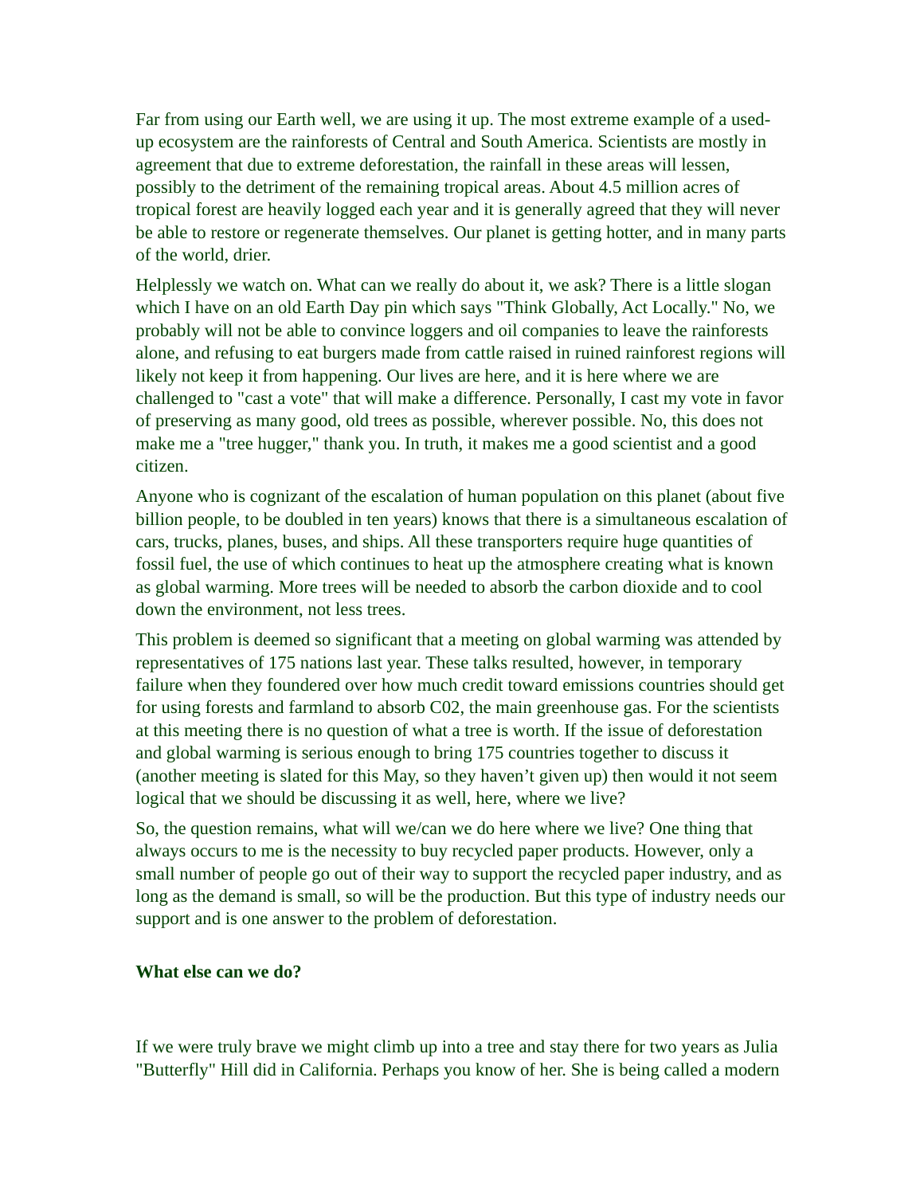Far from using our Earth well, we are using it up. The most extreme example of a used-up ecosystem are the rainforests of Central and South America. Scientists are mostly in agreement that due to extreme deforestation, the rainfall in these areas will lessen, possibly to the detriment of the remaining tropical areas. About 4.5 million acres of tropical forest are heavily logged each year and it is generally agreed that they will never be able to restore or regenerate themselves. Our planet is getting hotter, and in many parts of the world, drier.

Helplessly we watch on. What can we really do about it, we ask? There is a little slogan which I have on an old Earth Day pin which says "Think Globally, Act Locally." No, we probably will not be able to convince loggers and oil companies to leave the rainforests alone, and refusing to eat burgers made from cattle raised in ruined rainforest regions will likely not keep it from happening. Our lives are here, and it is here where we are challenged to "cast a vote" that will make a difference. Personally, I cast my vote in favor of preserving as many good, old trees as possible, wherever possible. No, this does not make me a "tree hugger," thank you. In truth, it makes me a good scientist and a good citizen.

Anyone who is cognizant of the escalation of human population on this planet (about five billion people, to be doubled in ten years) knows that there is a simultaneous escalation of cars, trucks, planes, buses, and ships. All these transporters require huge quantities of fossil fuel, the use of which continues to heat up the atmosphere creating what is known as global warming. More trees will be needed to absorb the carbon dioxide and to cool down the environment, not less trees.

This problem is deemed so significant that a meeting on global warming was attended by representatives of 175 nations last year. These talks resulted, however, in temporary failure when they foundered over how much credit toward emissions countries should get for using forests and farmland to absorb C02, the main greenhouse gas. For the scientists at this meeting there is no question of what a tree is worth. If the issue of deforestation and global warming is serious enough to bring 175 countries together to discuss it (another meeting is slated for this May, so they haven't given up) then would it not seem logical that we should be discussing it as well, here, where we live?

So, the question remains, what will we/can we do here where we live? One thing that always occurs to me is the necessity to buy recycled paper products. However, only a small number of people go out of their way to support the recycled paper industry, and as long as the demand is small, so will be the production. But this type of industry needs our support and is one answer to the problem of deforestation.

**What else can we do?**

If we were truly brave we might climb up into a tree and stay there for two years as Julia "Butterfly" Hill did in California. Perhaps you know of her. She is being called a modern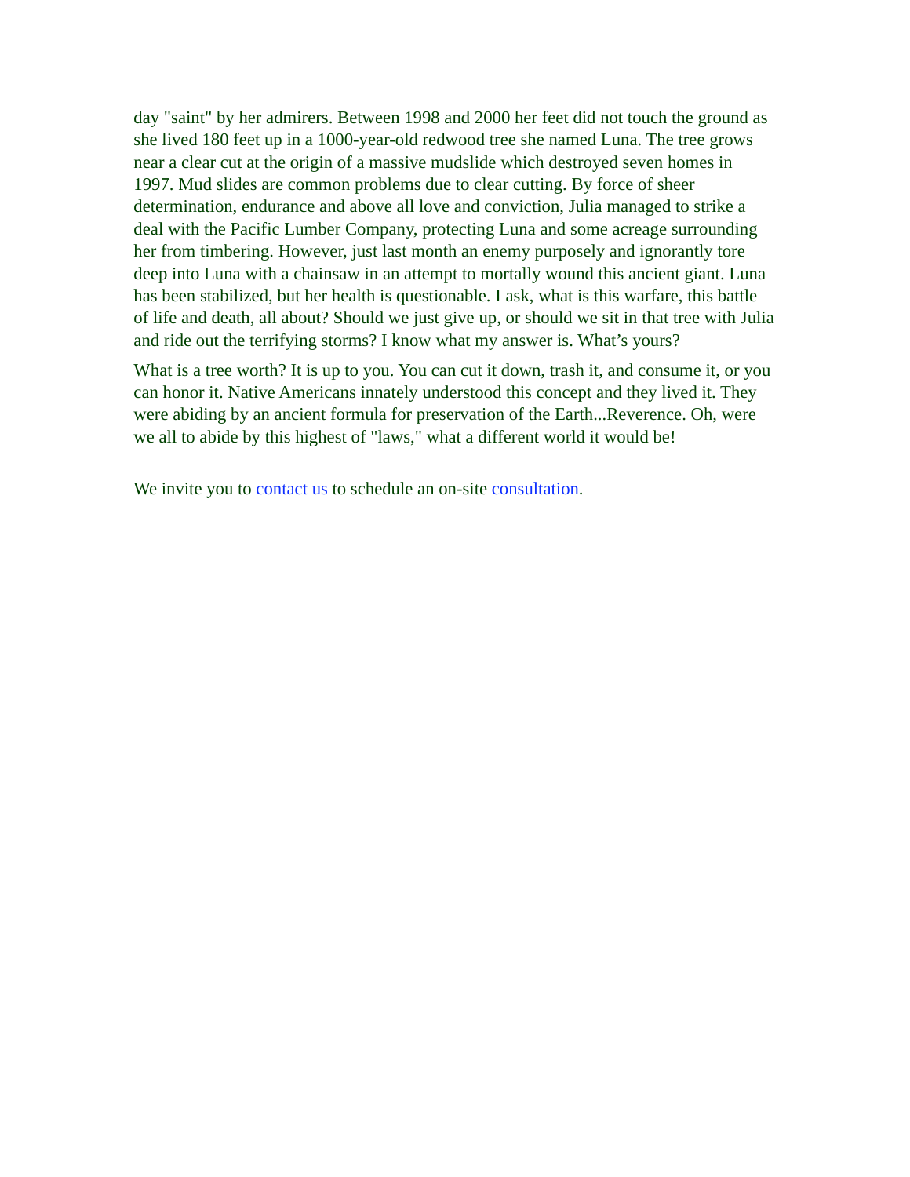day "saint" by her admirers. Between 1998 and 2000 her feet did not touch the ground as she lived 180 feet up in a 1000-year-old redwood tree she named Luna. The tree grows near a clear cut at the origin of a massive mudslide which destroyed seven homes in 1997. Mud slides are common problems due to clear cutting. By force of sheer determination, endurance and above all love and conviction, Julia managed to strike a deal with the Pacific Lumber Company, protecting Luna and some acreage surrounding her from timbering. However, just last month an enemy purposely and ignorantly tore deep into Luna with a chainsaw in an attempt to mortally wound this ancient giant. Luna has been stabilized, but her health is questionable. I ask, what is this warfare, this battle of life and death, all about? Should we just give up, or should we sit in that tree with Julia and ride out the terrifying storms? I know what my answer is. What's yours?

What is a tree worth? It is up to you. You can cut it down, trash it, and consume it, or you can honor it. Native Americans innately understood this concept and they lived it. They were abiding by an ancient formula for preservation of the Earth...Reverence. Oh, were we all to abide by this highest of "laws," what a different world it would be!

We invite you to contact us to schedule an on-site consultation.